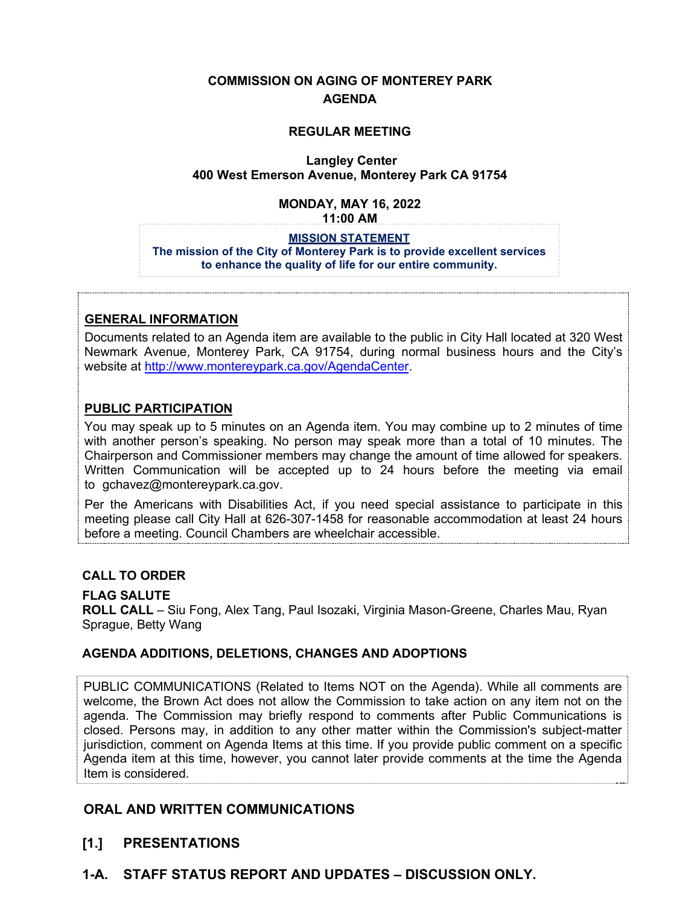# COMMISSION ON AGING OF MONTEREY PARK
# AGENDA

## REGULAR MEETING

**Langley Center**
**400 West Emerson Avenue, Monterey Park CA 91754**

**MONDAY, MAY 16, 2022**
**11:00 AM**

**MISSION STATEMENT**
**The mission of the City of Monterey Park is to provide excellent services to enhance the quality of life for our entire community.**

## GENERAL INFORMATION

Documents related to an Agenda item are available to the public in City Hall located at 320 West Newmark Avenue, Monterey Park, CA 91754, during normal business hours and the City's website at http://www.montereypark.ca.gov/AgendaCenter.

## PUBLIC PARTICIPATION

You may speak up to 5 minutes on an Agenda item. You may combine up to 2 minutes of time with another person's speaking. No person may speak more than a total of 10 minutes. The Chairperson and Commissioner members may change the amount of time allowed for speakers. Written Communication will be accepted up to 24 hours before the meeting via email to gchavez@montereypark.ca.gov.

Per the Americans with Disabilities Act, if you need special assistance to participate in this meeting please call City Hall at 626-307-1458 for reasonable accommodation at least 24 hours before a meeting. Council Chambers are wheelchair accessible.

**CALL TO ORDER**

**FLAG SALUTE**

**ROLL CALL** – Siu Fong, Alex Tang, Paul Isozaki, Virginia Mason-Greene, Charles Mau, Ryan Sprague, Betty Wang

**AGENDA ADDITIONS, DELETIONS, CHANGES AND ADOPTIONS**

PUBLIC COMMUNICATIONS (Related to Items NOT on the Agenda). While all comments are welcome, the Brown Act does not allow the Commission to take action on any item not on the agenda. The Commission may briefly respond to comments after Public Communications is closed. Persons may, in addition to any other matter within the Commission's subject-matter jurisdiction, comment on Agenda Items at this time. If you provide public comment on a specific Agenda item at this time, however, you cannot later provide comments at the time the Agenda Item is considered.

## ORAL AND WRITTEN COMMUNICATIONS

## [1.] PRESENTATIONS

## 1-A. STAFF STATUS REPORT AND UPDATES – DISCUSSION ONLY.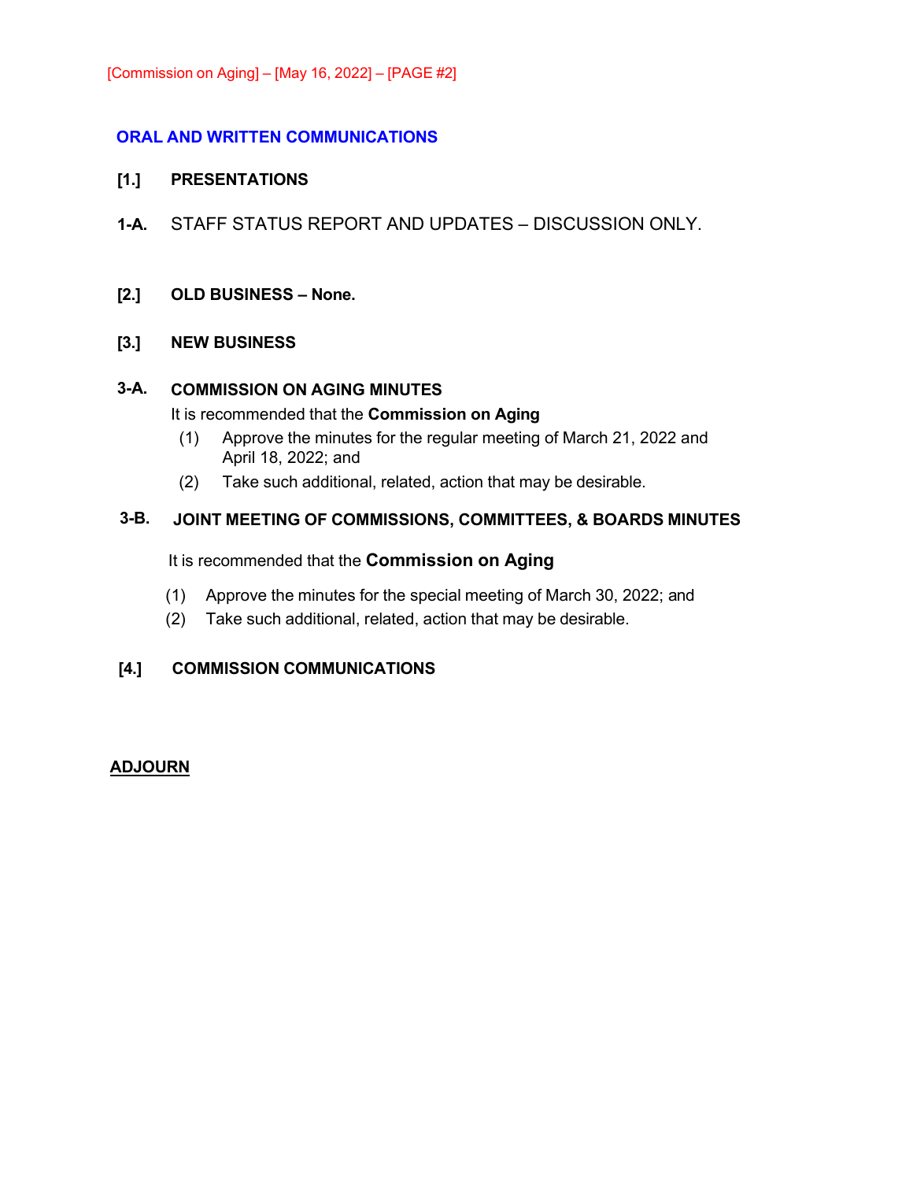## ORAL AND WRITTEN COMMUNICATIONS

**[1.] PRESENTATIONS**

**1-A.** STAFF STATUS REPORT AND UPDATES – DISCUSSION ONLY.

**[2.] OLD BUSINESS – None.**

**[3.] NEW BUSINESS**

**3-A. COMMISSION ON AGING MINUTES**

It is recommended that the **Commission on Aging**

(1) Approve the minutes for the regular meeting of March 21, 2022 and April 18, 2022; and

(2) Take such additional, related, action that may be desirable.

**3-B. JOINT MEETING OF COMMISSIONS, COMMITTEES, & BOARDS MINUTES**

It is recommended that the **Commission on Aging**

(1) Approve the minutes for the special meeting of March 30, 2022; and

(2) Take such additional, related, action that may be desirable.

**[4.] COMMISSION COMMUNICATIONS**

**ADJOURN**